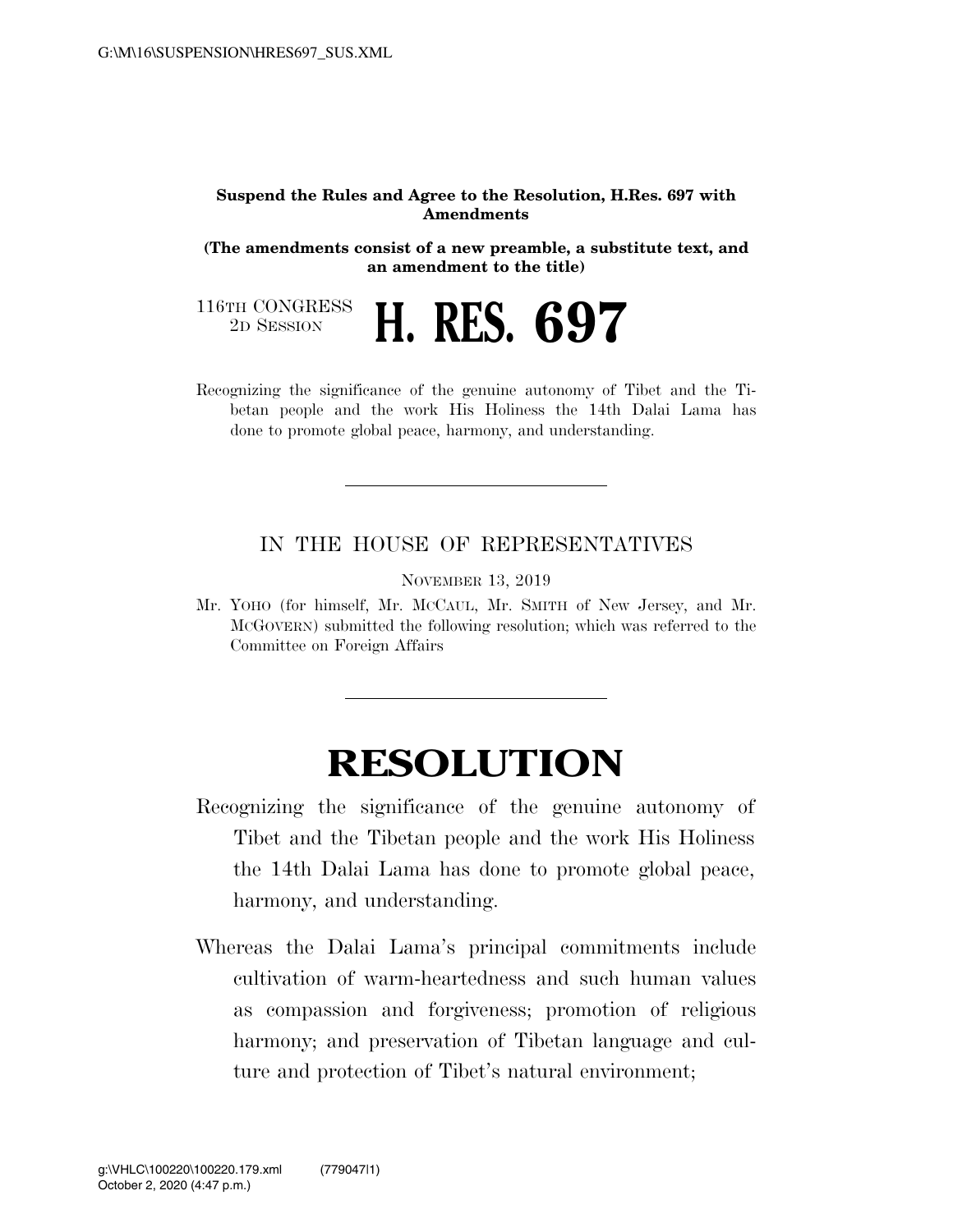**Suspend the Rules and Agree to the Resolution, H.Res. 697 with Amendments**

**(The amendments consist of a new preamble, a substitute text, and an amendment to the title)**

116TH CONGRESS
2D SESSION

# H. RES. 697

Recognizing the significance of the genuine autonomy of Tibet and the Tibetan people and the work His Holiness the 14th Dalai Lama has done to promote global peace, harmony, and understanding.

---

IN THE HOUSE OF REPRESENTATIVES

NOVEMBER 13, 2019

Mr. YOHO (for himself, Mr. MCCAUL, Mr. SMITH of New Jersey, and Mr. MCGOVERN) submitted the following resolution; which was referred to the Committee on Foreign Affairs

---

# RESOLUTION

Recognizing the significance of the genuine autonomy of Tibet and the Tibetan people and the work His Holiness the 14th Dalai Lama has done to promote global peace, harmony, and understanding.

Whereas the Dalai Lama's principal commitments include cultivation of warm-heartedness and such human values as compassion and forgiveness; promotion of religious harmony; and preservation of Tibetan language and culture and protection of Tibet's natural environment;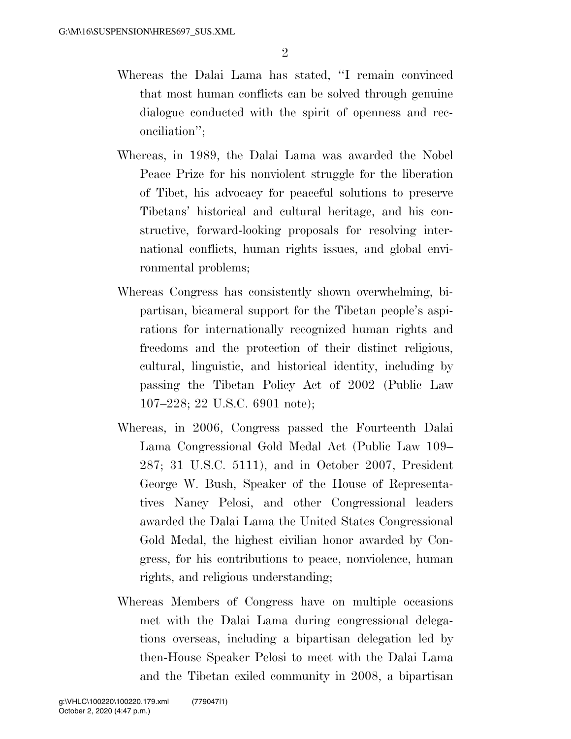Whereas the Dalai Lama has stated, "I remain convinced that most human conflicts can be solved through genuine dialogue conducted with the spirit of openness and reconciliation";

Whereas, in 1989, the Dalai Lama was awarded the Nobel Peace Prize for his nonviolent struggle for the liberation of Tibet, his advocacy for peaceful solutions to preserve Tibetans' historical and cultural heritage, and his constructive, forward-looking proposals for resolving international conflicts, human rights issues, and global environmental problems;

Whereas Congress has consistently shown overwhelming, bipartisan, bicameral support for the Tibetan people's aspirations for internationally recognized human rights and freedoms and the protection of their distinct religious, cultural, linguistic, and historical identity, including by passing the Tibetan Policy Act of 2002 (Public Law 107–228; 22 U.S.C. 6901 note);

Whereas, in 2006, Congress passed the Fourteenth Dalai Lama Congressional Gold Medal Act (Public Law 109–287; 31 U.S.C. 5111), and in October 2007, President George W. Bush, Speaker of the House of Representatives Nancy Pelosi, and other Congressional leaders awarded the Dalai Lama the United States Congressional Gold Medal, the highest civilian honor awarded by Congress, for his contributions to peace, nonviolence, human rights, and religious understanding;

Whereas Members of Congress have on multiple occasions met with the Dalai Lama during congressional delegations overseas, including a bipartisan delegation led by then-House Speaker Pelosi to meet with the Dalai Lama and the Tibetan exiled community in 2008, a bipartisan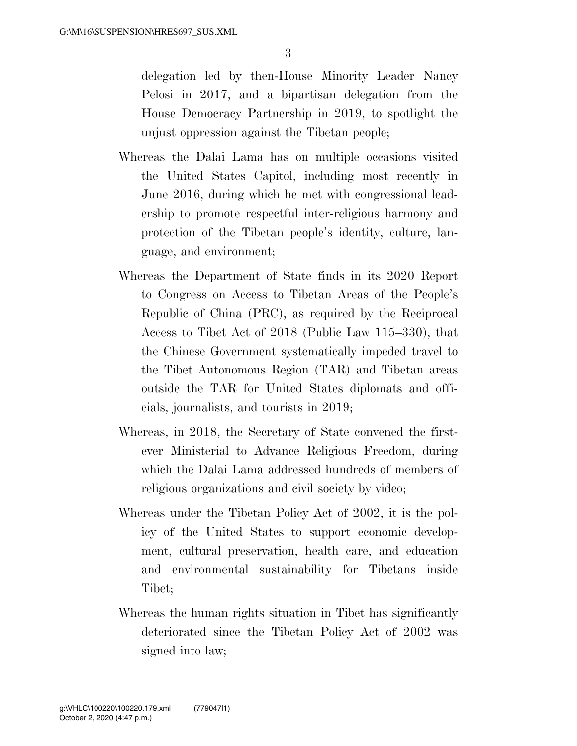delegation led by then-House Minority Leader Nancy Pelosi in 2017, and a bipartisan delegation from the House Democracy Partnership in 2019, to spotlight the unjust oppression against the Tibetan people;

Whereas the Dalai Lama has on multiple occasions visited the United States Capitol, including most recently in June 2016, during which he met with congressional leadership to promote respectful inter-religious harmony and protection of the Tibetan people's identity, culture, language, and environment;

Whereas the Department of State finds in its 2020 Report to Congress on Access to Tibetan Areas of the People's Republic of China (PRC), as required by the Reciprocal Access to Tibet Act of 2018 (Public Law 115–330), that the Chinese Government systematically impeded travel to the Tibet Autonomous Region (TAR) and Tibetan areas outside the TAR for United States diplomats and officials, journalists, and tourists in 2019;

Whereas, in 2018, the Secretary of State convened the first-ever Ministerial to Advance Religious Freedom, during which the Dalai Lama addressed hundreds of members of religious organizations and civil society by video;

Whereas under the Tibetan Policy Act of 2002, it is the policy of the United States to support economic development, cultural preservation, health care, and education and environmental sustainability for Tibetans inside Tibet;

Whereas the human rights situation in Tibet has significantly deteriorated since the Tibetan Policy Act of 2002 was signed into law;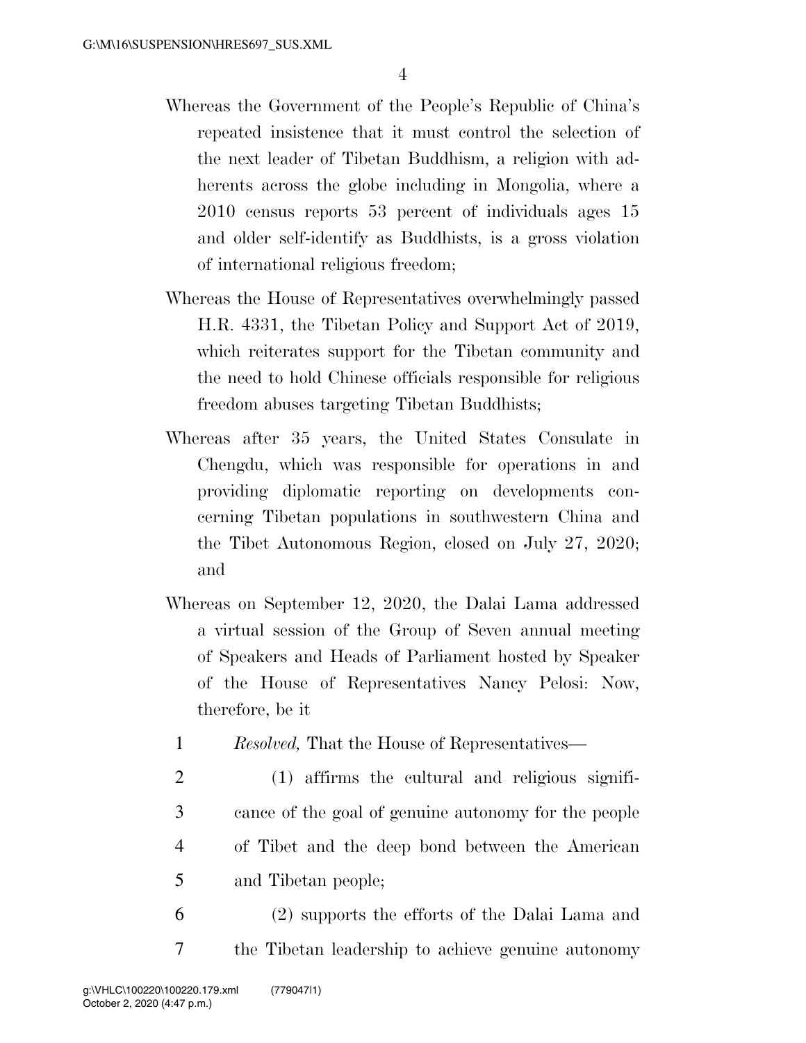Whereas the Government of the People's Republic of China's repeated insistence that it must control the selection of the next leader of Tibetan Buddhism, a religion with adherents across the globe including in Mongolia, where a 2010 census reports 53 percent of individuals ages 15 and older self-identify as Buddhists, is a gross violation of international religious freedom;

Whereas the House of Representatives overwhelmingly passed H.R. 4331, the Tibetan Policy and Support Act of 2019, which reiterates support for the Tibetan community and the need to hold Chinese officials responsible for religious freedom abuses targeting Tibetan Buddhists;

Whereas after 35 years, the United States Consulate in Chengdu, which was responsible for operations in and providing diplomatic reporting on developments concerning Tibetan populations in southwestern China and the Tibet Autonomous Region, closed on July 27, 2020; and

Whereas on September 12, 2020, the Dalai Lama addressed a virtual session of the Group of Seven annual meeting of Speakers and Heads of Parliament hosted by Speaker of the House of Representatives Nancy Pelosi: Now, therefore, be it

1 *Resolved,* That the House of Representatives—

2 (1) affirms the cultural and religious signifi-
3 cance of the goal of genuine autonomy for the people
4 of Tibet and the deep bond between the American
5 and Tibetan people;

6 (2) supports the efforts of the Dalai Lama and
7 the Tibetan leadership to achieve genuine autonomy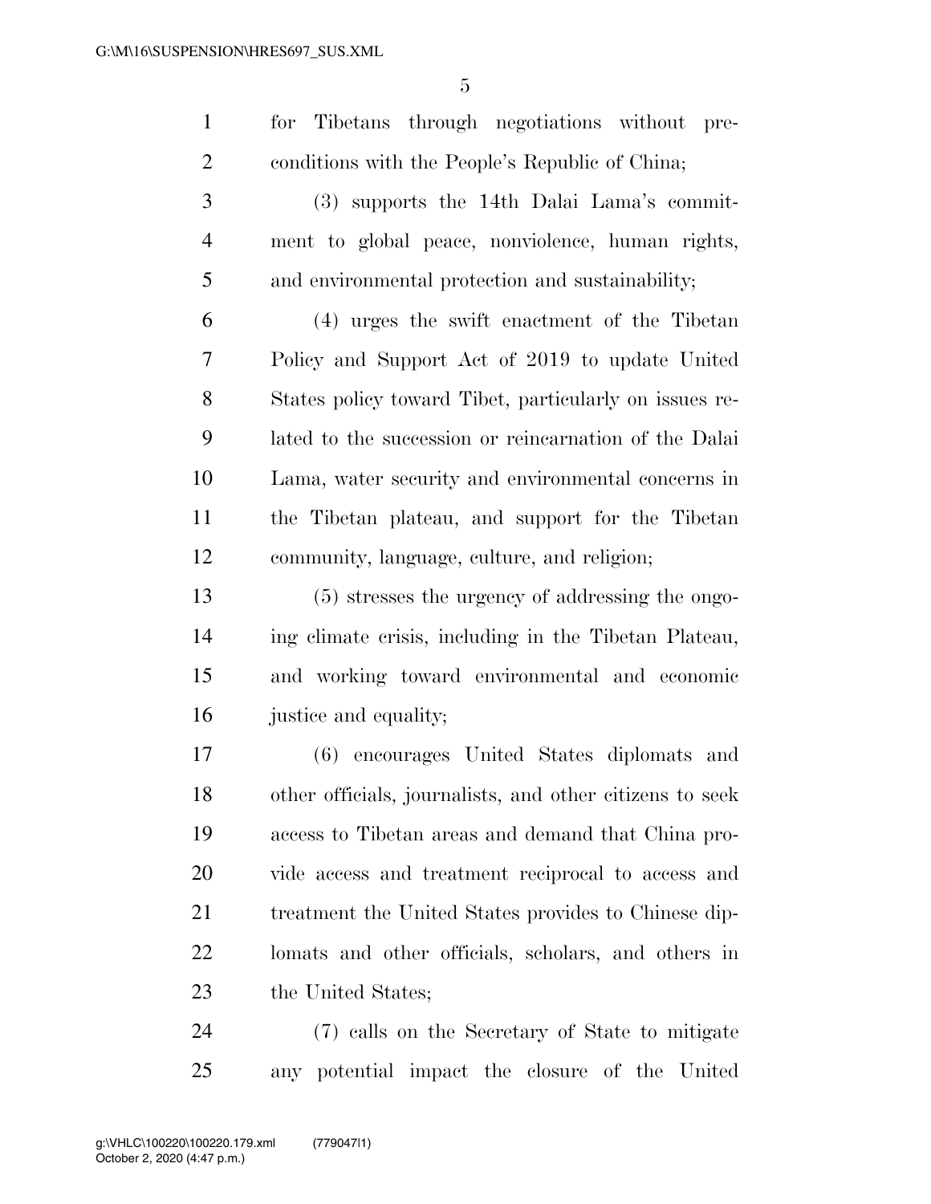for Tibetans through negotiations without pre-conditions with the People's Republic of China;

(3) supports the 14th Dalai Lama's commitment to global peace, nonviolence, human rights, and environmental protection and sustainability;

(4) urges the swift enactment of the Tibetan Policy and Support Act of 2019 to update United States policy toward Tibet, particularly on issues related to the succession or reincarnation of the Dalai Lama, water security and environmental concerns in the Tibetan plateau, and support for the Tibetan community, language, culture, and religion;

(5) stresses the urgency of addressing the ongoing climate crisis, including in the Tibetan Plateau, and working toward environmental and economic justice and equality;

(6) encourages United States diplomats and other officials, journalists, and other citizens to seek access to Tibetan areas and demand that China provide access and treatment reciprocal to access and treatment the United States provides to Chinese diplomats and other officials, scholars, and others in the United States;

(7) calls on the Secretary of State to mitigate any potential impact the closure of the United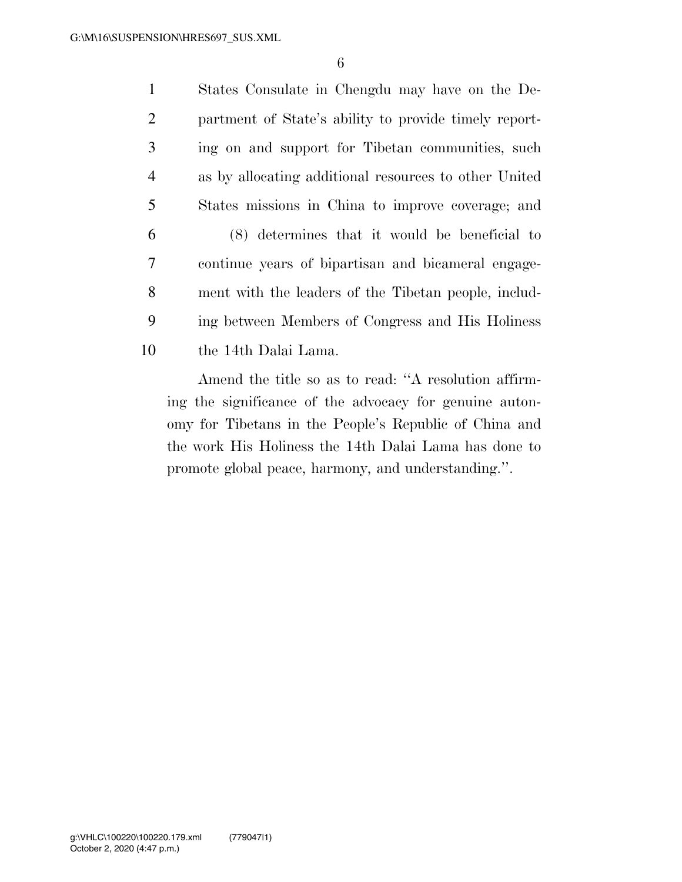States Consulate in Chengdu may have on the Department of State's ability to provide timely reporting on and support for Tibetan communities, such as by allocating additional resources to other United States missions in China to improve coverage; and

(8) determines that it would be beneficial to continue years of bipartisan and bicameral engagement with the leaders of the Tibetan people, including between Members of Congress and His Holiness the 14th Dalai Lama.

Amend the title so as to read: ''A resolution affirming the significance of the advocacy for genuine autonomy for Tibetans in the People's Republic of China and the work His Holiness the 14th Dalai Lama has done to promote global peace, harmony, and understanding.''.